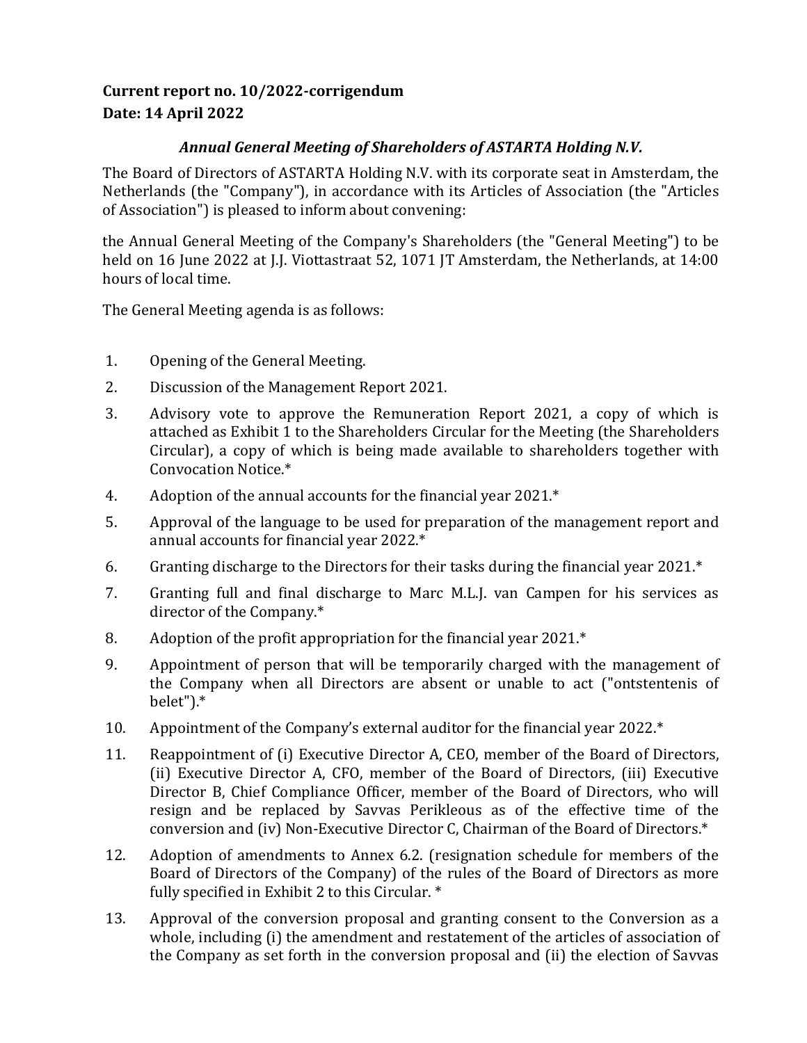**Current report no. 10/2022-corrigendum**
**Date: 14 April 2022**

***Annual General Meeting of Shareholders of ASTARTA Holding N.V.***

The Board of Directors of ASTARTA Holding N.V. with its corporate seat in Amsterdam, the Netherlands (the "Company"), in accordance with its Articles of Association (the "Articles of Association") is pleased to inform about convening:

the Annual General Meeting of the Company's Shareholders (the "General Meeting") to be held on 16 June 2022 at J.J. Viottastraat 52, 1071 JT Amsterdam, the Netherlands, at 14:00 hours of local time.

The General Meeting agenda is as follows:

1. Opening of the General Meeting.
2. Discussion of the Management Report 2021.
3. Advisory vote to approve the Remuneration Report 2021, a copy of which is attached as Exhibit 1 to the Shareholders Circular for the Meeting (the Shareholders Circular), a copy of which is being made available to shareholders together with Convocation Notice.*
4. Adoption of the annual accounts for the financial year 2021.*
5. Approval of the language to be used for preparation of the management report and annual accounts for financial year 2022.*
6. Granting discharge to the Directors for their tasks during the financial year 2021.*
7. Granting full and final discharge to Marc M.L.J. van Campen for his services as director of the Company.*
8. Adoption of the profit appropriation for the financial year 2021.*
9. Appointment of person that will be temporarily charged with the management of the Company when all Directors are absent or unable to act ("ontstentenis of belet").*
10. Appointment of the Company's external auditor for the financial year 2022.*
11. Reappointment of (i) Executive Director A, CEO, member of the Board of Directors, (ii) Executive Director A, CFO, member of the Board of Directors, (iii) Executive Director B, Chief Compliance Officer, member of the Board of Directors, who will resign and be replaced by Savvas Perikleous as of the effective time of the conversion and (iv) Non-Executive Director C, Chairman of the Board of Directors.*
12. Adoption of amendments to Annex 6.2. (resignation schedule for members of the Board of Directors of the Company) of the rules of the Board of Directors as more fully specified in Exhibit 2 to this Circular. *
13. Approval of the conversion proposal and granting consent to the Conversion as a whole, including (i) the amendment and restatement of the articles of association of the Company as set forth in the conversion proposal and (ii) the election of Savvas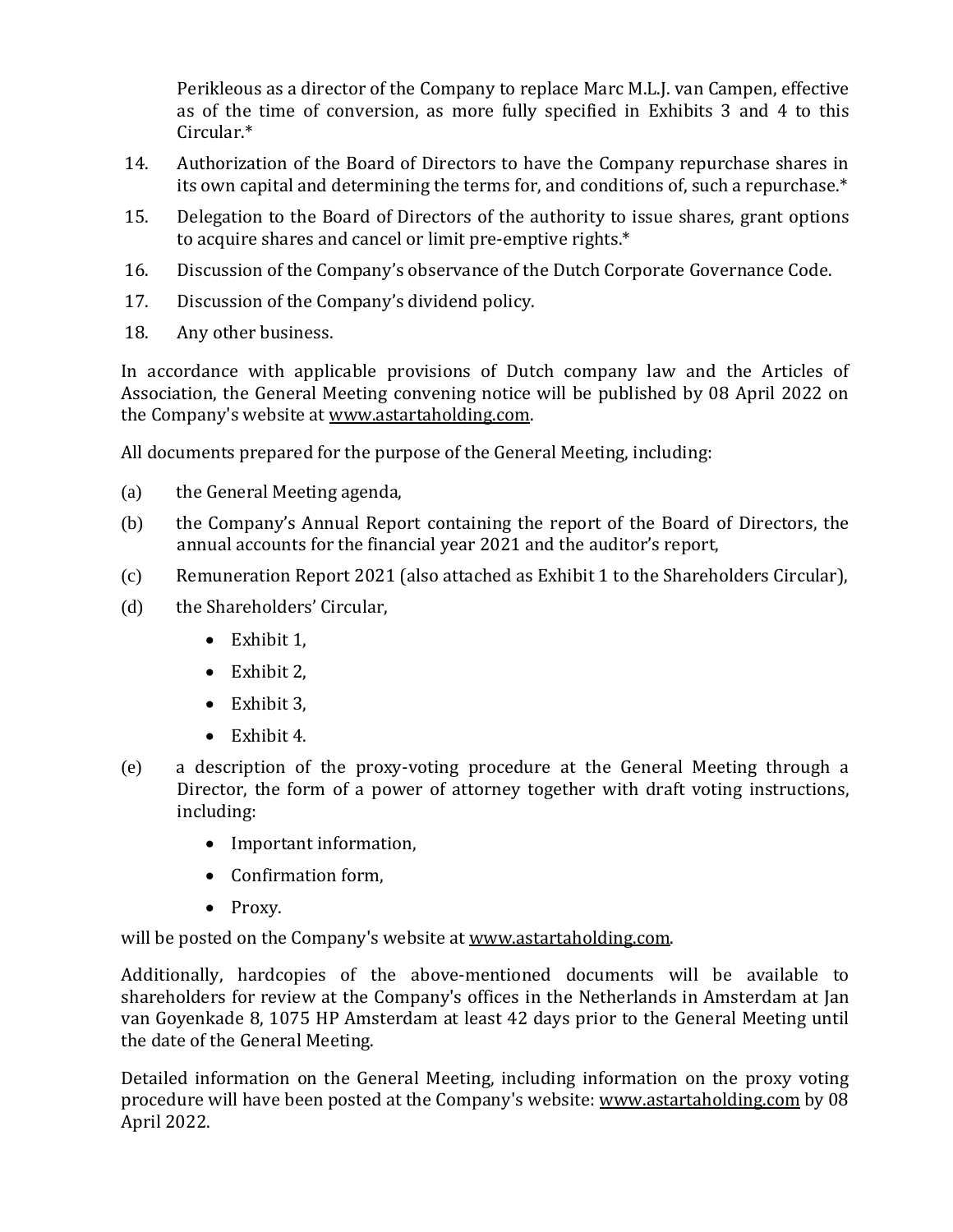Perikleous as a director of the Company to replace Marc M.L.J. van Campen, effective as of the time of conversion, as more fully specified in Exhibits 3 and 4 to this Circular.*

14. Authorization of the Board of Directors to have the Company repurchase shares in its own capital and determining the terms for, and conditions of, such a repurchase.*
15. Delegation to the Board of Directors of the authority to issue shares, grant options to acquire shares and cancel or limit pre-emptive rights.*
16. Discussion of the Company's observance of the Dutch Corporate Governance Code.
17. Discussion of the Company's dividend policy.
18. Any other business.

In accordance with applicable provisions of Dutch company law and the Articles of Association, the General Meeting convening notice will be published by 08 April 2022 on the Company's website at www.astartaholding.com.

All documents prepared for the purpose of the General Meeting, including:

(a) the General Meeting agenda,

(b) the Company's Annual Report containing the report of the Board of Directors, the annual accounts for the financial year 2021 and the auditor's report,

(c) Remuneration Report 2021 (also attached as Exhibit 1 to the Shareholders Circular),

(d) the Shareholders' Circular,

- Exhibit 1,
- Exhibit 2,
- Exhibit 3,
- Exhibit 4.

(e) a description of the proxy-voting procedure at the General Meeting through a Director, the form of a power of attorney together with draft voting instructions, including:

- Important information,
- Confirmation form,
- Proxy.

will be posted on the Company's website at www.astartaholding.com.

Additionally, hardcopies of the above-mentioned documents will be available to shareholders for review at the Company's offices in the Netherlands in Amsterdam at Jan van Goyenkade 8, 1075 HP Amsterdam at least 42 days prior to the General Meeting until the date of the General Meeting.

Detailed information on the General Meeting, including information on the proxy voting procedure will have been posted at the Company's website: www.astartaholding.com by 08 April 2022.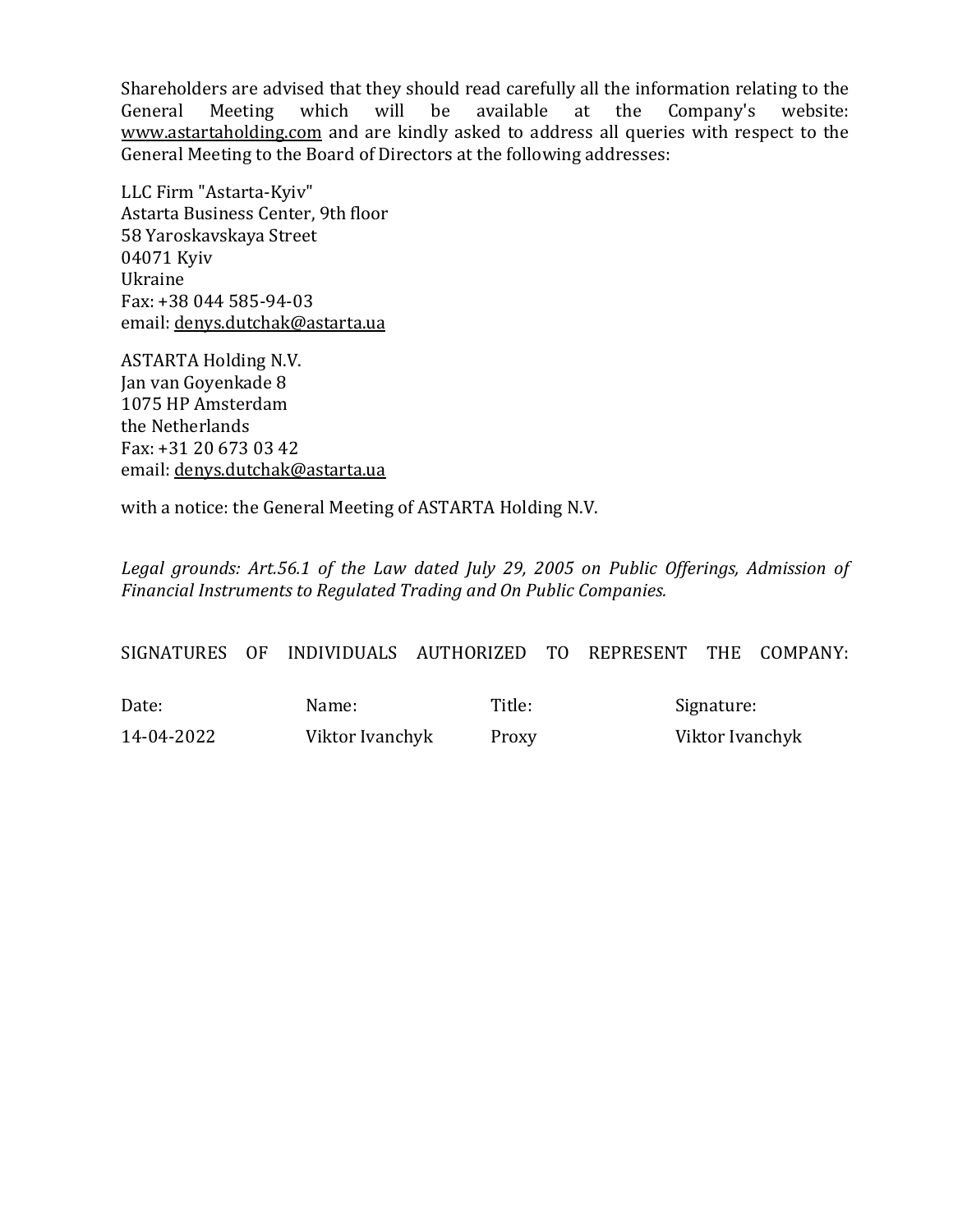Shareholders are advised that they should read carefully all the information relating to the General Meeting which will be available at the Company's website: www.astartaholding.com and are kindly asked to address all queries with respect to the General Meeting to the Board of Directors at the following addresses:

LLC Firm "Astarta-Kyiv"
Astarta Business Center, 9th floor
58 Yaroskavskaya Street
04071 Kyiv
Ukraine
Fax: +38 044 585-94-03
email: denys.dutchak@astarta.ua

ASTARTA Holding N.V.
Jan van Goyenkade 8
1075 HP Amsterdam
the Netherlands
Fax: +31 20 673 03 42
email: denys.dutchak@astarta.ua

with a notice: the General Meeting of ASTARTA Holding N.V.

*Legal grounds: Art.56.1 of the Law dated July 29, 2005 on Public Offerings, Admission of Financial Instruments to Regulated Trading and On Public Companies.*

SIGNATURES OF INDIVIDUALS AUTHORIZED TO REPRESENT THE COMPANY:

| Date: | Name: | Title: | Signature: |
|---|---|---|---|
| 14-04-2022 | Viktor Ivanchyk | Proxy | Viktor Ivanchyk |